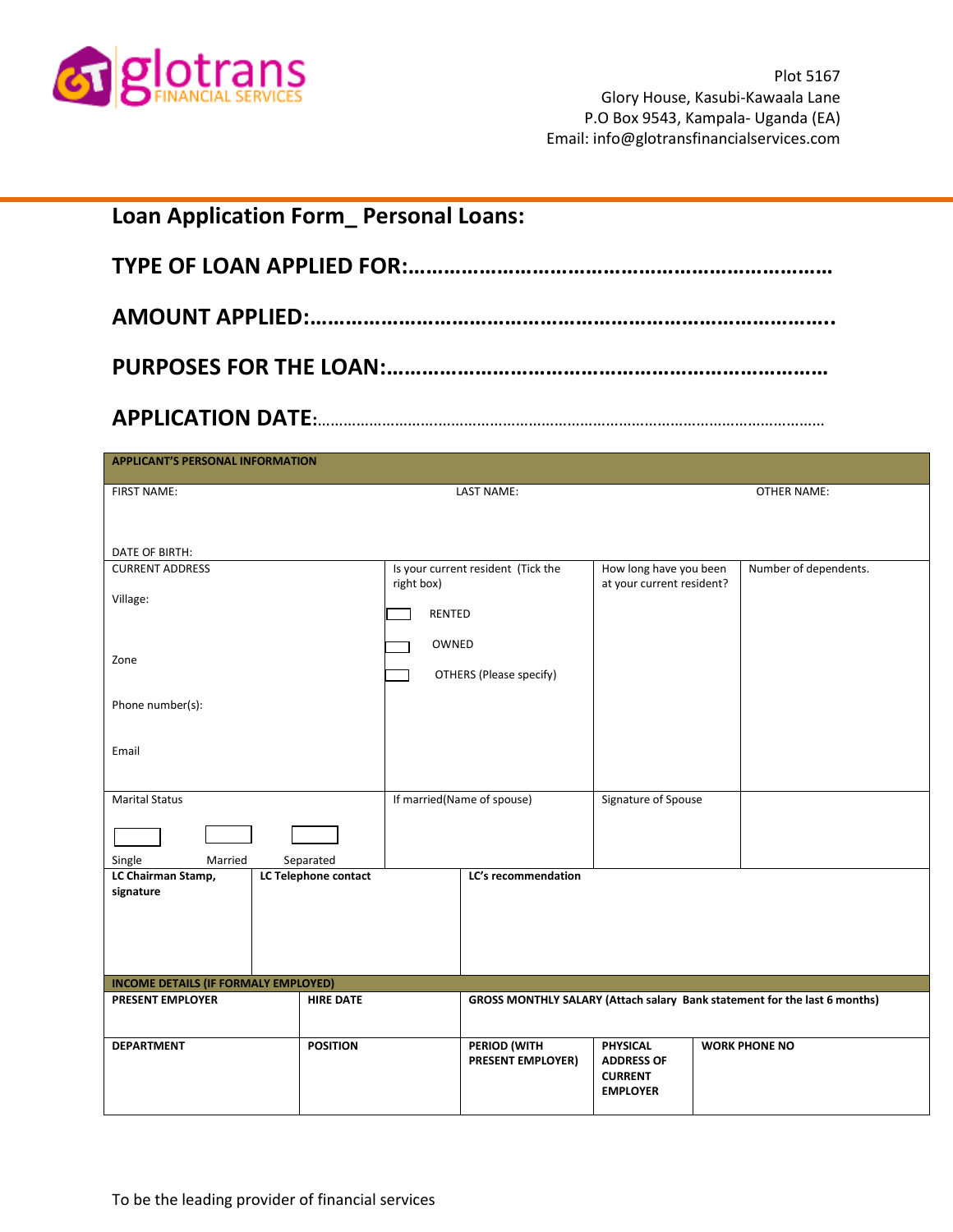glotrans
FINANCIAL SERVICES

Plot 5167
Glory House, Kasubi-Kawaala Lane
P.O Box 9543, Kampala- Uganda (EA)
Email: info@glotransfinancialservices.com

## Loan Application Form_ Personal Loans:

**TYPE OF LOAN APPLIED FOR:………………………………………………………………**

**AMOUNT APPLIED:…………………………………………………………………………..**

**PURPOSES FOR THE LOAN:………………………………………………………………**

**APPLICATION DATE:**………………………………………………………………………………………………

| **APPLICANT'S PERSONAL INFORMATION** | | | | | |
|---|---|---|---|---|---|
| FIRST NAME:<br><br>DATE OF BIRTH: | | LAST NAME: | | OTHER NAME: | |
| CURRENT ADDRESS<br>Village:<br>Zone<br>Phone number(s):<br>Email | | Is your current resident (Tick the right box)<br>☐ RENTED<br>☐ OWNED<br>☐ OTHERS (Please specify) | | How long have you been at your current resident? | Number of dependents. |
| Marital Status<br>☐ Single ☐ Married ☐ Separated | | If married(Name of spouse) | | Signature of Spouse | |
| **LC Chairman Stamp, signature** | **LC Telephone contact** | **LC's recommendation** | | | |
| **INCOME DETAILS (IF FORMALY EMPLOYED)** | | | | | |
| **PRESENT EMPLOYER** | **HIRE DATE** | **GROSS MONTHLY SALARY (Attach salary Bank statement for the last 6 months)** | | | |
| **DEPARTMENT** | **POSITION** | **PERIOD (WITH PRESENT EMPLOYER)** | **PHYSICAL ADDRESS OF CURRENT EMPLOYER** | **WORK PHONE NO** | |

To be the leading provider of financial services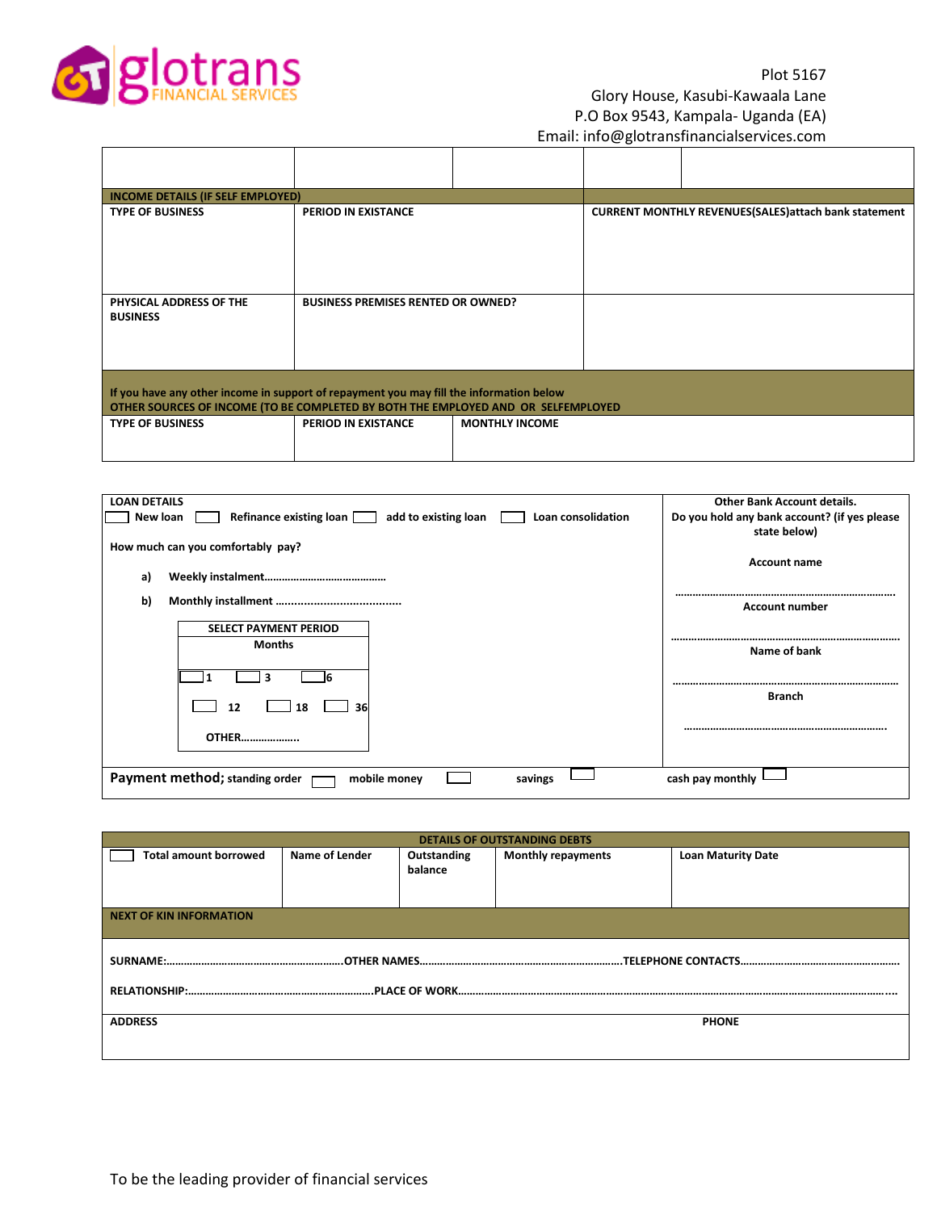Plot 5167
Glory House, Kasubi-Kawaala Lane
P.O Box 9543, Kampala- Uganda (EA)
Email: info@glotransfinancialservices.com

| | | | | |
|---|---|---|---|---|
| | | | | |

**INCOME DETAILS (IF SELF EMPLOYED)**

| TYPE OF BUSINESS | PERIOD IN EXISTANCE | CURRENT MONTHLY REVENUES(SALES)attach bank statement |
|---|---|---|
| | | |
| **PHYSICAL ADDRESS OF THE BUSINESS** | **BUSINESS PREMISES RENTED OR OWNED?** | |
| | | |

If you have any other income in support of repayment you may fill the information below

**OTHER SOURCES OF INCOME (TO BE COMPLETED BY BOTH THE EMPLOYED AND OR SELFEMPLOYED)**

| TYPE OF BUSINESS | PERIOD IN EXISTANCE | MONTHLY INCOME |
|---|---|---|
| | | |

**LOAN DETAILS**

☐ New loan ☐ Refinance existing loan ☐ add to existing loan ☐ Loan consolidation

How much can you comfortably pay?

a) Weekly instalment……………………………………

b) Monthly installment ………………………………….

**SELECT PAYMENT PERIOD**

Months

☐ 1 ☐ 3 ☐ 6

☐ 12 ☐ 18 ☐ 36

OTHER………………..

**Other Bank Account details.**

**Do you hold any bank account? (if yes please state below)**

Account name

…………………………………………………………………

Account number

…………………………………………………………………

Name of bank

…………………………………………………………………

Branch

…………………………………………………………

**Payment method;** standing order ☐ mobile money ☐ savings ☐ cash pay monthly ☐

**DETAILS OF OUTSTANDING DEBTS**

| ☐ Total amount borrowed | Name of Lender | Outstanding balance | Monthly repayments | Loan Maturity Date |
|---|---|---|---|---|
| | | | | |

**NEXT OF KIN INFORMATION**

SURNAME:…………………………………………………OTHER NAMES…………………………………………………………TELEPHONE CONTACTS……………………………………………

RELATIONSHIP:………………………………………………………PLACE OF WORK…………………………………………………………………………………………………………

| ADDRESS | PHONE |
|---|---|
| | |

To be the leading provider of financial services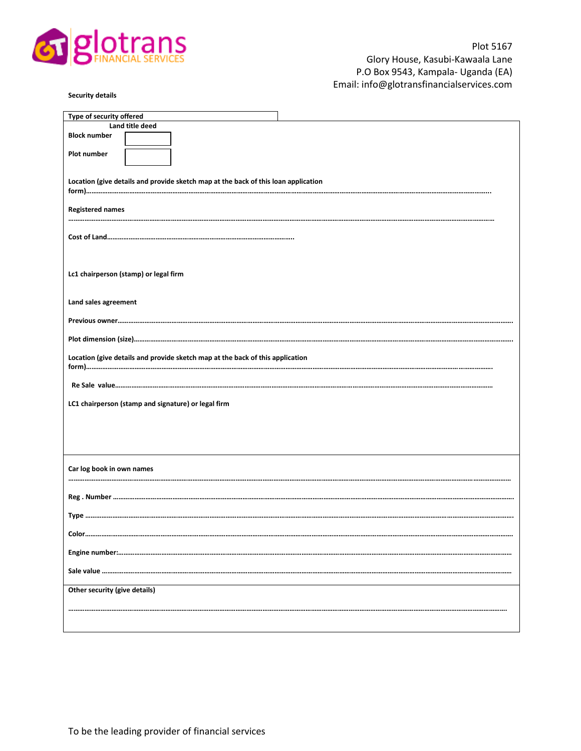glotrans FINANCIAL SERVICES

Plot 5167
Glory House, Kasubi-Kawaala Lane
P.O Box 9543, Kampala- Uganda (EA)
Email: info@glotransfinancialservices.com

**Security details**

**Type of security offered**

**Land title deed**

**Block number** [ ]

**Plot number** [ ]

**Location (give details and provide sketch map at the back of this loan application form)**…………………………………………………………………………………………………………………………

**Registered names**
…………………………………………………………………………………………………………………………

**Cost of Land**………………………………………………………………………………

**Lc1 chairperson (stamp) or legal firm**

**Land sales agreement**

**Previous owner**…………………………………………………………………………………………………………

**Plot dimension (size)**…………………………………………………………………………………………………

**Location (give details and provide sketch map at the back of this application form)**…………………………………………………………………………………………………………………………

**Re Sale value**…………………………………………………………………………………………………………

**LC1 chairperson (stamp and signature) or legal firm**

**Car log book in own names**
…………………………………………………………………………………………………………………………

**Reg . Number** ……………………………………………………………………………………………………………

**Type** ……………………………………………………………………………………………………………………

**Color**……………………………………………………………………………………………………………………

**Engine number:**…………………………………………………………………………………………………………

**Sale value** ………………………………………………………………………………………………………………

**Other security (give details)**

…………………………………………………………………………………………………………………………

To be the leading provider of financial services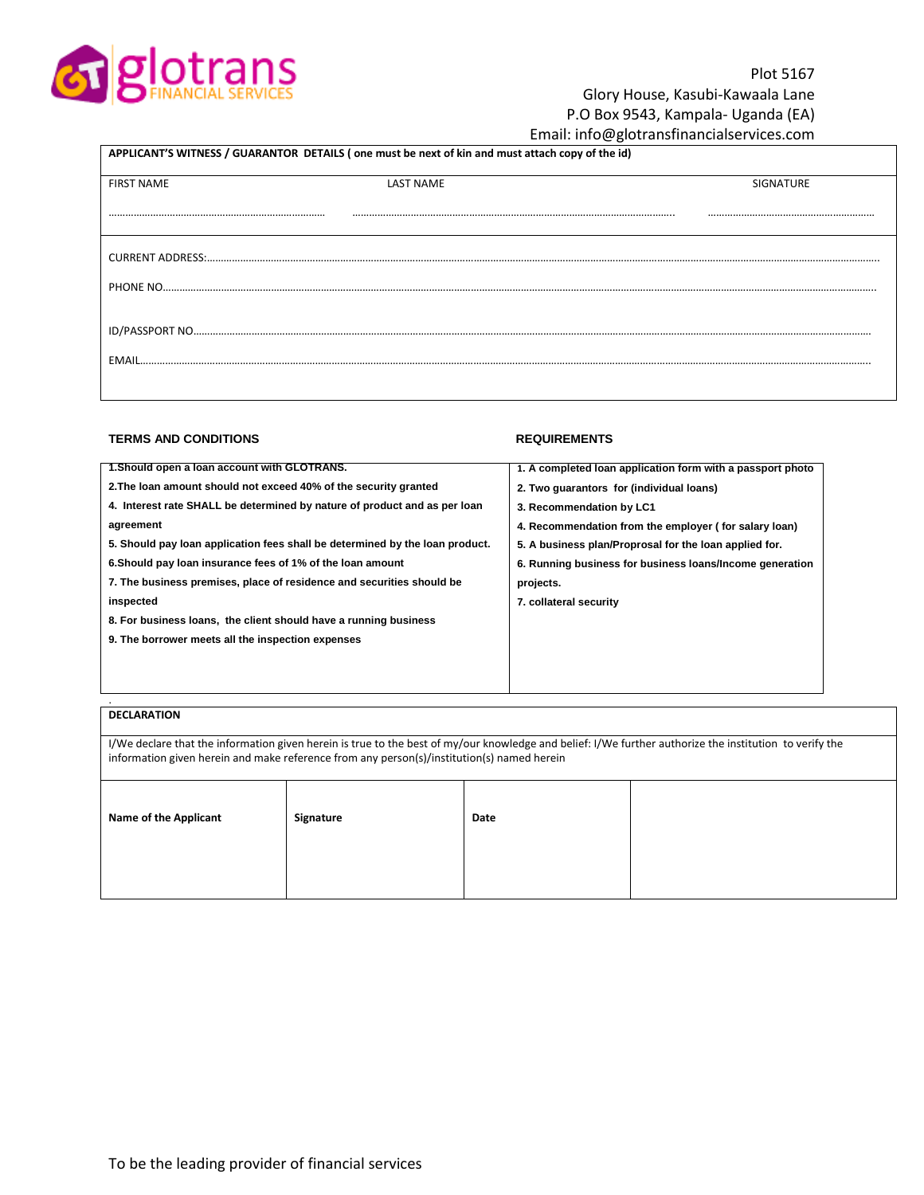glotrans
FINANCIAL SERVICES

Plot 5167
Glory House, Kasubi-Kawaala Lane
P.O Box 9543, Kampala- Uganda (EA)
Email: info@glotransfinancialservices.com

| **APPLICANT'S WITNESS / GUARANTOR DETAILS ( one must be next of kin and must attach copy of the id)** | | |
|---|---|---|
| FIRST NAME<br>…………………………………………………………… | LAST NAME<br>…………………………………………………………………………………………… | SIGNATURE<br>…………………………………………………… |
| CURRENT ADDRESS:…………………………………………………………………………………………………………………… | | |
| PHONE NO………………………………………………………………………………………………………………………… | | |
| ID/PASSPORT NO………………………………………………………………………………………………………………… | | |
| EMAIL…………………………………………………………………………………………………………………………… | | |

| **TERMS AND CONDITIONS** | **REQUIREMENTS** |
|---|---|
| **1.Should open a loan account with GLOTRANS.**<br>**2.The loan amount should not exceed 40% of the security granted**<br>**4. Interest rate SHALL be determined by nature of product and as per loan agreement**<br>**5. Should pay loan application fees shall be determined by the loan product.**<br>**6.Should pay loan insurance fees of 1% of the loan amount**<br>**7. The business premises, place of residence and securities should be inspected**<br>**8. For business loans, the client should have a running business**<br>**9. The borrower meets all the inspection expenses** | **1. A completed loan application form with a passport photo**<br>**2. Two guarantors for (individual loans)**<br>**3. Recommendation by LC1**<br>**4. Recommendation from the employer ( for salary loan)**<br>**5. A business plan/Proposal for the loan applied for.**<br>**6. Running business for business loans/Income generation projects.**<br>**7. collateral security** |

| **DECLARATION** | | | |
|---|---|---|---|
| I/We declare that the information given herein is true to the best of my/our knowledge and belief: I/We further authorize the institution to verify the information given herein and make reference from any person(s)/institution(s) named herein | | | |
| **Name of the Applicant** | **Signature** | **Date** | |

To be the leading provider of financial services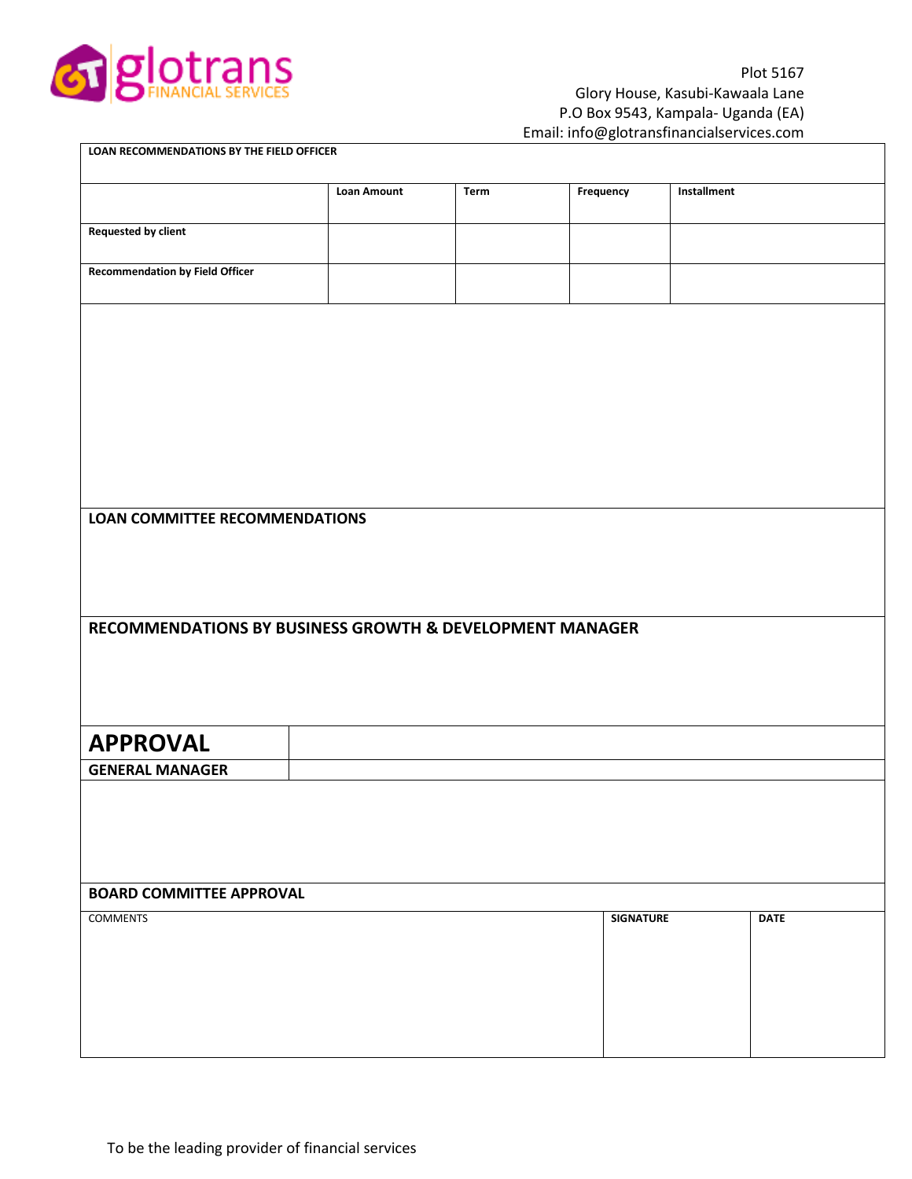glotrans
FINANCIAL SERVICES

Plot 5167
Glory House, Kasubi-Kawaala Lane
P.O Box 9543, Kampala- Uganda (EA)
Email: info@glotransfinancialservices.com

**LOAN RECOMMENDATIONS BY THE FIELD OFFICER**

| | Loan Amount | Term | Frequency | Installment |
|---|---|---|---|---|
| Requested by client | | | | |
| Recommendation by Field Officer | | | | |

**LOAN COMMITTEE RECOMMENDATIONS**

**RECOMMENDATIONS BY BUSINESS GROWTH & DEVELOPMENT MANAGER**

| **APPROVAL** | |
|---|---|
| **GENERAL MANAGER** | |

**BOARD COMMITTEE APPROVAL**

| COMMENTS | SIGNATURE | DATE |
|---|---|---|
| | | |

To be the leading provider of financial services